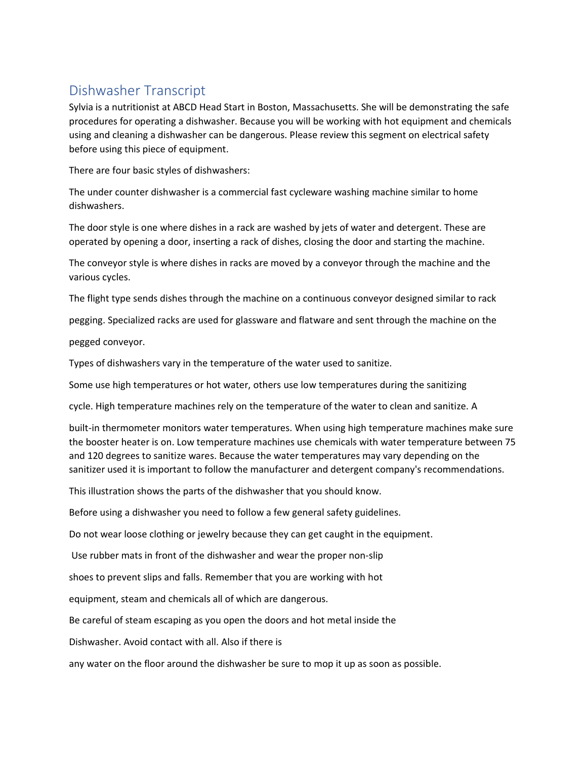# Dishwasher Transcript

Sylvia is a nutritionist at ABCD Head Start in Boston, Massachusetts. She will be demonstrating the safe procedures for operating a dishwasher. Because you will be working with hot equipment and chemicals using and cleaning a dishwasher can be dangerous. Please review this segment on electrical safety before using this piece of equipment.

There are four basic styles of dishwashers:

The under counter dishwasher is a commercial fast cycleware washing machine similar to home dishwashers.

The door style is one where dishes in a rack are washed by jets of water and detergent. These are operated by opening a door, inserting a rack of dishes, closing the door and starting the machine.

The conveyor style is where dishes in racks are moved by a conveyor through the machine and the various cycles.

The flight type sends dishes through the machine on a continuous conveyor designed similar to rack pegging. Specialized racks are used for glassware and flatware and sent through the machine on the pegged conveyor.

Types of dishwashers vary in the temperature of the water used to sanitize.

Some use high temperatures or hot water, others use low temperatures during the sanitizing cycle. High temperature machines rely on the temperature of the water to clean and sanitize. A built-in thermometer monitors water temperatures. When using high temperature machines make sure the booster heater is on. Low temperature machines use chemicals with water temperature between 75 and 120 degrees to sanitize wares. Because the water temperatures may vary depending on the sanitizer used it is important to follow the manufacturer and detergent company's recommendations.

This illustration shows the parts of the dishwasher that you should know.

Before using a dishwasher you need to follow a few general safety guidelines.

Do not wear loose clothing or jewelry because they can get caught in the equipment.

Use rubber mats in front of the dishwasher and wear the proper non-slip shoes to prevent slips and falls. Remember that you are working with hot equipment, steam and chemicals all of which are dangerous.

Be careful of steam escaping as you open the doors and hot metal inside the Dishwasher. Avoid contact with all. Also if there is any water on the floor around the dishwasher be sure to mop it up as soon as possible.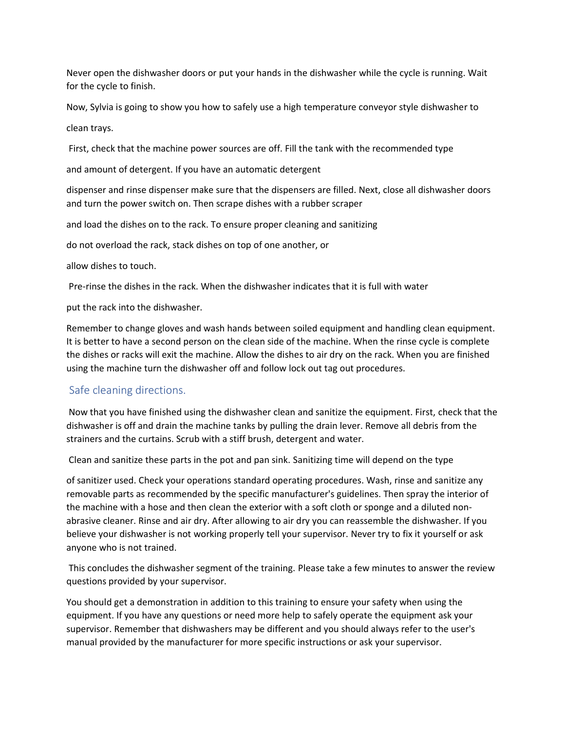Never open the dishwasher doors or put your hands in the dishwasher while the cycle is running. Wait for the cycle to finish.

Now, Sylvia is going to show you how to safely use a high temperature conveyor style dishwasher to clean trays.

First, check that the machine power sources are off. Fill the tank with the recommended type and amount of detergent. If you have an automatic detergent dispenser and rinse dispenser make sure that the dispensers are filled. Next, close all dishwasher doors and turn the power switch on. Then scrape dishes with a rubber scraper and load the dishes on to the rack. To ensure proper cleaning and sanitizing do not overload the rack, stack dishes on top of one another, or allow dishes to touch.

Pre-rinse the dishes in the rack. When the dishwasher indicates that it is full with water put the rack into the dishwasher.

Remember to change gloves and wash hands between soiled equipment and handling clean equipment. It is better to have a second person on the clean side of the machine. When the rinse cycle is complete the dishes or racks will exit the machine. Allow the dishes to air dry on the rack. When you are finished using the machine turn the dishwasher off and follow lock out tag out procedures.

## Safe cleaning directions.

Now that you have finished using the dishwasher clean and sanitize the equipment. First, check that the dishwasher is off and drain the machine tanks by pulling the drain lever. Remove all debris from the strainers and the curtains. Scrub with a stiff brush, detergent and water.

Clean and sanitize these parts in the pot and pan sink. Sanitizing time will depend on the type of sanitizer used. Check your operations standard operating procedures. Wash, rinse and sanitize any removable parts as recommended by the specific manufacturer's guidelines. Then spray the interior of the machine with a hose and then clean the exterior with a soft cloth or sponge and a diluted non-abrasive cleaner. Rinse and air dry. After allowing to air dry you can reassemble the dishwasher. If you believe your dishwasher is not working properly tell your supervisor. Never try to fix it yourself or ask anyone who is not trained.

This concludes the dishwasher segment of the training. Please take a few minutes to answer the review questions provided by your supervisor.

You should get a demonstration in addition to this training to ensure your safety when using the equipment. If you have any questions or need more help to safely operate the equipment ask your supervisor. Remember that dishwashers may be different and you should always refer to the user's manual provided by the manufacturer for more specific instructions or ask your supervisor.